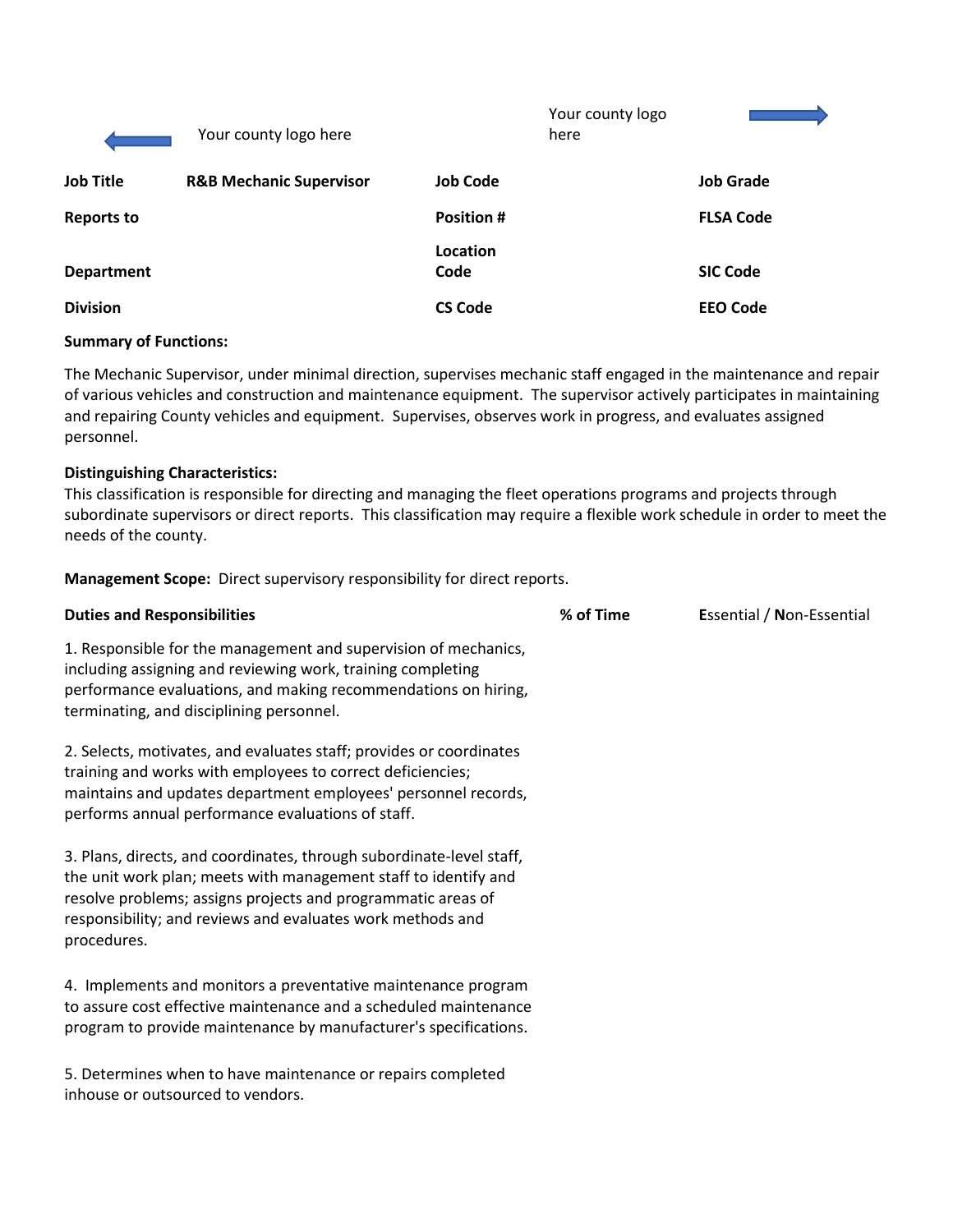Your county logo here

Your county logo here

| Job Title | R&B Mechanic Supervisor | Job Code | Job Grade |
|---|---|---|---|
| Reports to | | Position # | FLSA Code |
| Department | | Location Code | SIC Code |
| Division | | CS Code | EEO Code |

**Summary of Functions:**

The Mechanic Supervisor, under minimal direction, supervises mechanic staff engaged in the maintenance and repair of various vehicles and construction and maintenance equipment. The supervisor actively participates in maintaining and repairing County vehicles and equipment. Supervises, observes work in progress, and evaluates assigned personnel.

**Distinguishing Characteristics:**
This classification is responsible for directing and managing the fleet operations programs and projects through subordinate supervisors or direct reports. This classification may require a flexible work schedule in order to meet the needs of the county.

**Management Scope:** Direct supervisory responsibility for direct reports.

| Duties and Responsibilities | % of Time | **E**ssential / **N**on-Essential |
|---|---|---|
| 1. Responsible for the management and supervision of mechanics, including assigning and reviewing work, training completing performance evaluations, and making recommendations on hiring, terminating, and disciplining personnel. | | |
| 2. Selects, motivates, and evaluates staff; provides or coordinates training and works with employees to correct deficiencies; maintains and updates department employees' personnel records, performs annual performance evaluations of staff. | | |
| 3. Plans, directs, and coordinates, through subordinate-level staff, the unit work plan; meets with management staff to identify and resolve problems; assigns projects and programmatic areas of responsibility; and reviews and evaluates work methods and procedures. | | |
| 4. Implements and monitors a preventative maintenance program to assure cost effective maintenance and a scheduled maintenance program to provide maintenance by manufacturer's specifications. | | |
| 5. Determines when to have maintenance or repairs completed inhouse or outsourced to vendors. | | |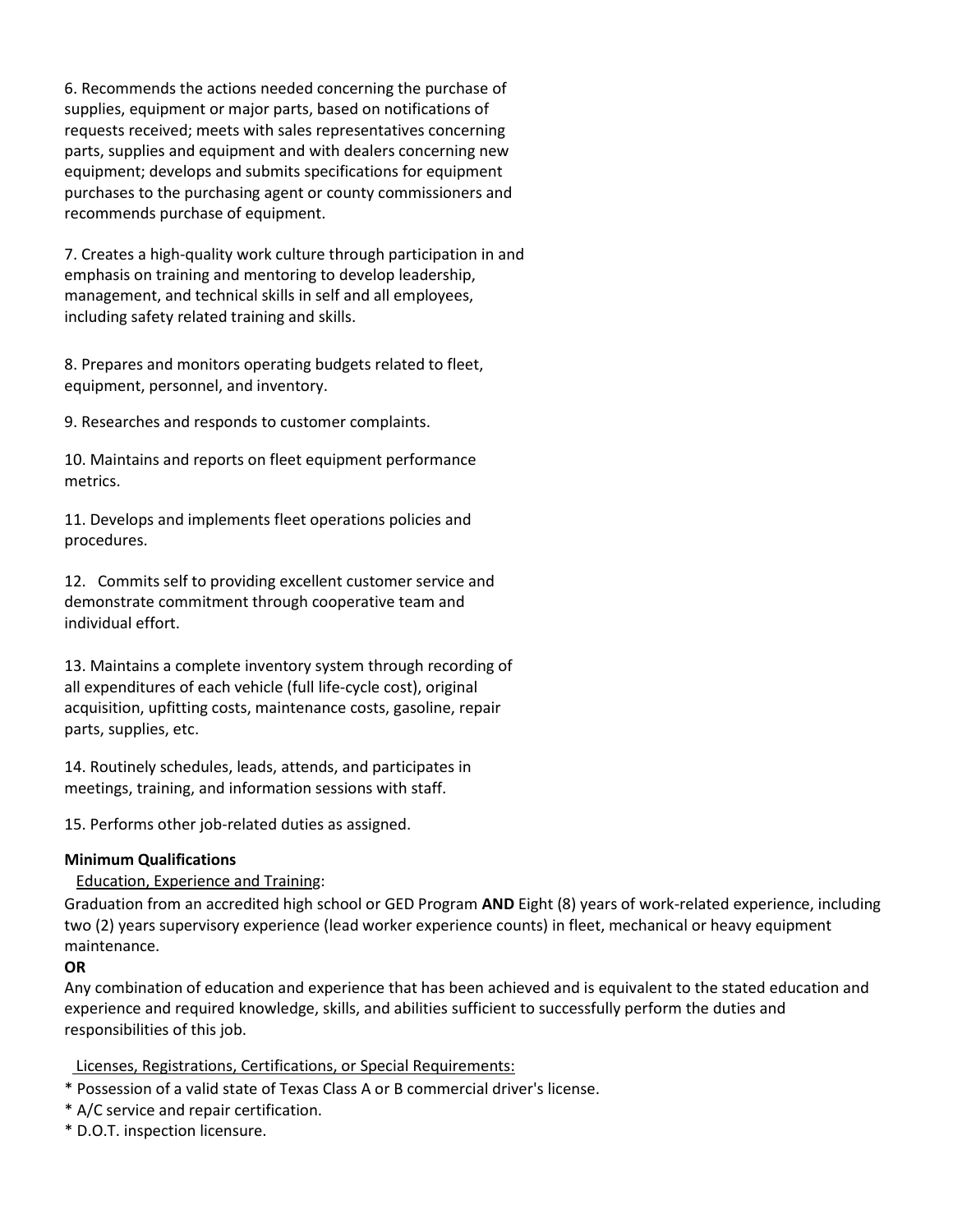6. Recommends the actions needed concerning the purchase of supplies, equipment or major parts, based on notifications of requests received; meets with sales representatives concerning parts, supplies and equipment and with dealers concerning new equipment; develops and submits specifications for equipment purchases to the purchasing agent or county commissioners and recommends purchase of equipment.

7. Creates a high-quality work culture through participation in and emphasis on training and mentoring to develop leadership, management, and technical skills in self and all employees, including safety related training and skills.

8. Prepares and monitors operating budgets related to fleet, equipment, personnel, and inventory.

9. Researches and responds to customer complaints.

10. Maintains and reports on fleet equipment performance metrics.

11. Develops and implements fleet operations policies and procedures.

12. Commits self to providing excellent customer service and demonstrate commitment through cooperative team and individual effort.

13. Maintains a complete inventory system through recording of all expenditures of each vehicle (full life-cycle cost), original acquisition, upfitting costs, maintenance costs, gasoline, repair parts, supplies, etc.

14. Routinely schedules, leads, attends, and participates in meetings, training, and information sessions with staff.

15. Performs other job-related duties as assigned.

**Minimum Qualifications**

Education, Experience and Training:

Graduation from an accredited high school or GED Program **AND** Eight (8) years of work-related experience, including two (2) years supervisory experience (lead worker experience counts) in fleet, mechanical or heavy equipment maintenance.

**OR**

Any combination of education and experience that has been achieved and is equivalent to the stated education and experience and required knowledge, skills, and abilities sufficient to successfully perform the duties and responsibilities of this job.

Licenses, Registrations, Certifications, or Special Requirements:

* Possession of a valid state of Texas Class A or B commercial driver's license.
* A/C service and repair certification.
* D.O.T. inspection licensure.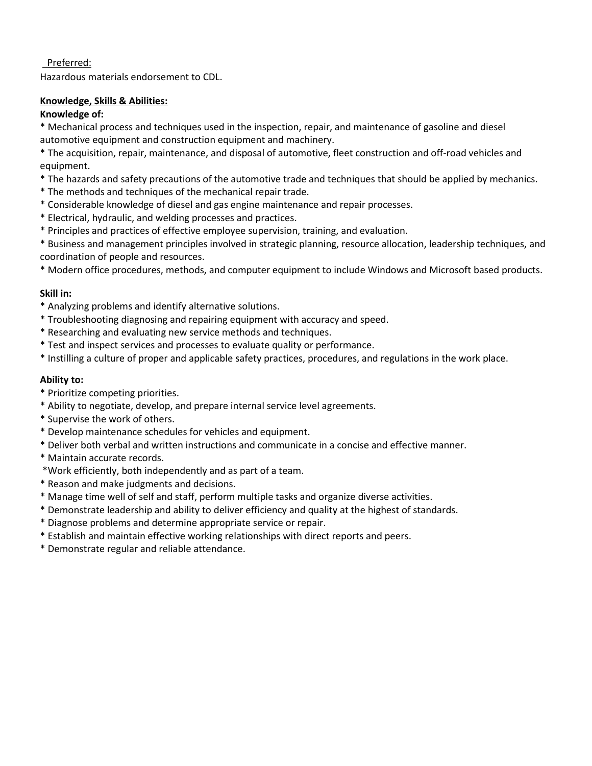Preferred:

Hazardous materials endorsement to CDL.

**Knowledge, Skills & Abilities:**

**Knowledge of:**

* Mechanical process and techniques used in the inspection, repair, and maintenance of gasoline and diesel automotive equipment and construction equipment and machinery.
* The acquisition, repair, maintenance, and disposal of automotive, fleet construction and off-road vehicles and equipment.
* The hazards and safety precautions of the automotive trade and techniques that should be applied by mechanics.
* The methods and techniques of the mechanical repair trade.
* Considerable knowledge of diesel and gas engine maintenance and repair processes.
* Electrical, hydraulic, and welding processes and practices.
* Principles and practices of effective employee supervision, training, and evaluation.
* Business and management principles involved in strategic planning, resource allocation, leadership techniques, and coordination of people and resources.
* Modern office procedures, methods, and computer equipment to include Windows and Microsoft based products.

**Skill in:**

* Analyzing problems and identify alternative solutions.
* Troubleshooting diagnosing and repairing equipment with accuracy and speed.
* Researching and evaluating new service methods and techniques.
* Test and inspect services and processes to evaluate quality or performance.
* Instilling a culture of proper and applicable safety practices, procedures, and regulations in the work place.

**Ability to:**

* Prioritize competing priorities.
* Ability to negotiate, develop, and prepare internal service level agreements.
* Supervise the work of others.
* Develop maintenance schedules for vehicles and equipment.
* Deliver both verbal and written instructions and communicate in a concise and effective manner.
* Maintain accurate records.
* Work efficiently, both independently and as part of a team.
* Reason and make judgments and decisions.
* Manage time well of self and staff, perform multiple tasks and organize diverse activities.
* Demonstrate leadership and ability to deliver efficiency and quality at the highest of standards.
* Diagnose problems and determine appropriate service or repair.
* Establish and maintain effective working relationships with direct reports and peers.
* Demonstrate regular and reliable attendance.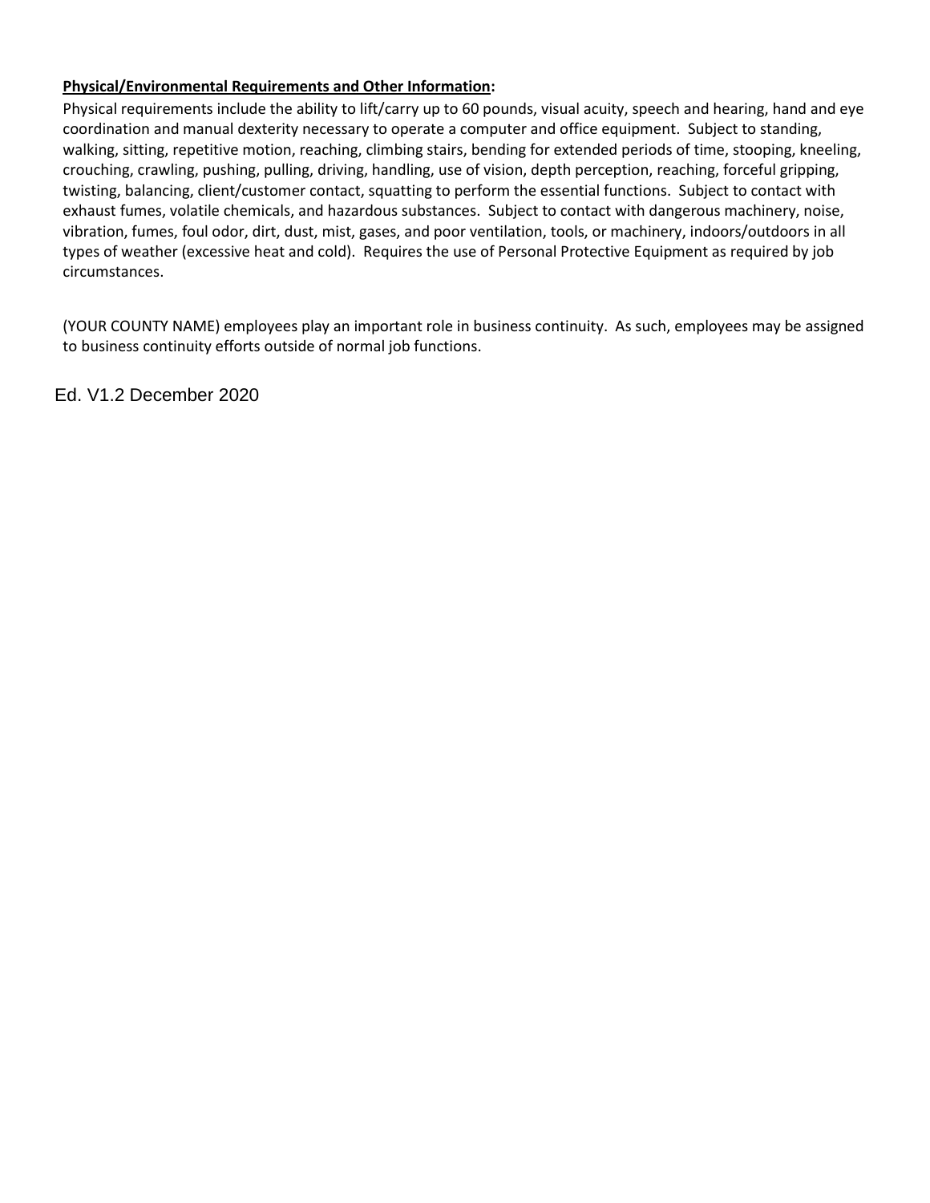**<u>Physical/Environmental Requirements and Other Information</u>:**

Physical requirements include the ability to lift/carry up to 60 pounds, visual acuity, speech and hearing, hand and eye coordination and manual dexterity necessary to operate a computer and office equipment. Subject to standing, walking, sitting, repetitive motion, reaching, climbing stairs, bending for extended periods of time, stooping, kneeling, crouching, crawling, pushing, pulling, driving, handling, use of vision, depth perception, reaching, forceful gripping, twisting, balancing, client/customer contact, squatting to perform the essential functions. Subject to contact with exhaust fumes, volatile chemicals, and hazardous substances. Subject to contact with dangerous machinery, noise, vibration, fumes, foul odor, dirt, dust, mist, gases, and poor ventilation, tools, or machinery, indoors/outdoors in all types of weather (excessive heat and cold). Requires the use of Personal Protective Equipment as required by job circumstances.

(YOUR COUNTY NAME) employees play an important role in business continuity. As such, employees may be assigned to business continuity efforts outside of normal job functions.

Ed. V1.2 December 2020